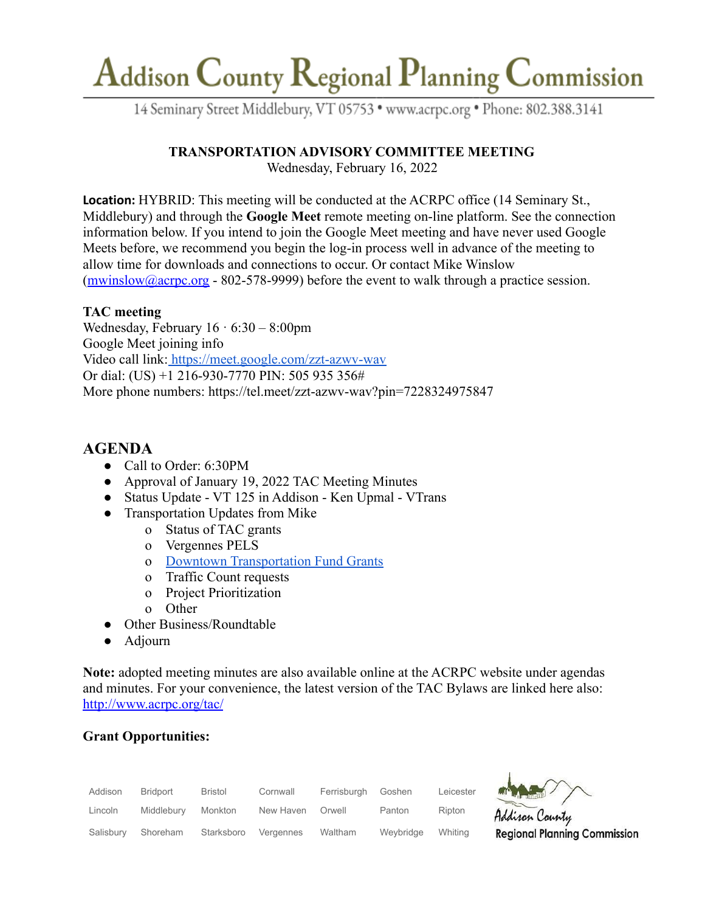# Addison County Regional Planning Commission

14 Seminary Street Middlebury, VT 05753 • www.acrpc.org • Phone: 802.388.3141

**TRANSPORTATION ADVISORY COMMITTEE MEETING**
Wednesday, February 16, 2022

**Location:** HYBRID: This meeting will be conducted at the ACRPC office (14 Seminary St., Middlebury) and through the **Google Meet** remote meeting on-line platform. See the connection information below. If you intend to join the Google Meet meeting and have never used Google Meets before, we recommend you begin the log-in process well in advance of the meeting to allow time for downloads and connections to occur. Or contact Mike Winslow (mwinslow@acrpc.org - 802-578-9999) before the event to walk through a practice session.

**TAC meeting**
Wednesday, February 16 · 6:30 – 8:00pm
Google Meet joining info
Video call link: https://meet.google.com/zzt-azwv-wav
Or dial: (US) +1 216-930-7770 PIN: 505 935 356#
More phone numbers: https://tel.meet/zzt-azwv-wav?pin=7228324975847

## AGENDA

- Call to Order: 6:30PM
- Approval of January 19, 2022 TAC Meeting Minutes
- Status Update - VT 125 in Addison - Ken Upmal - VTrans
- Transportation Updates from Mike
  - Status of TAC grants
  - Vergennes PELS
  - Downtown Transportation Fund Grants
  - Traffic Count requests
  - Project Prioritization
  - Other
- Other Business/Roundtable
- Adjourn

**Note:** adopted meeting minutes are also available online at the ACRPC website under agendas and minutes. For your convenience, the latest version of the TAC Bylaws are linked here also: http://www.acrpc.org/tac/

**Grant Opportunities:**

| Addison | Bridport | Bristol | Cornwall | Ferrisburgh | Goshen | Leicester |
|---|---|---|---|---|---|---|
| Lincoln | Middlebury | Monkton | New Haven | Orwell | Panton | Ripton |
| Salisbury | Shoreham | Starksboro | Vergennes | Waltham | Weybridge | Whiting |

Addison County Regional Planning Commission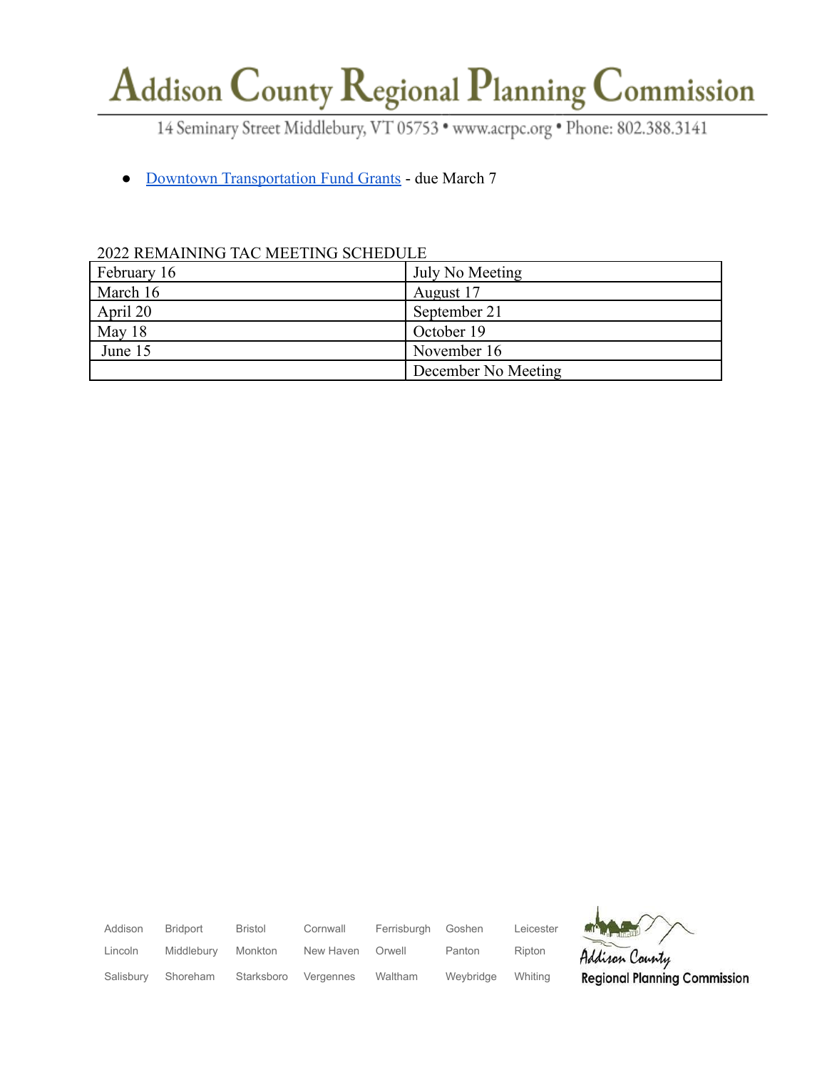- [Downtown Transportation Fund Grants](#) - due March 7

2022 REMAINING TAC MEETING SCHEDULE

| | |
|---|---|
| February 16 | July No Meeting |
| March 16 | August 17 |
| April 20 | September 21 |
| May 18 | October 19 |
| June 15 | November 16 |
| | December No Meeting |